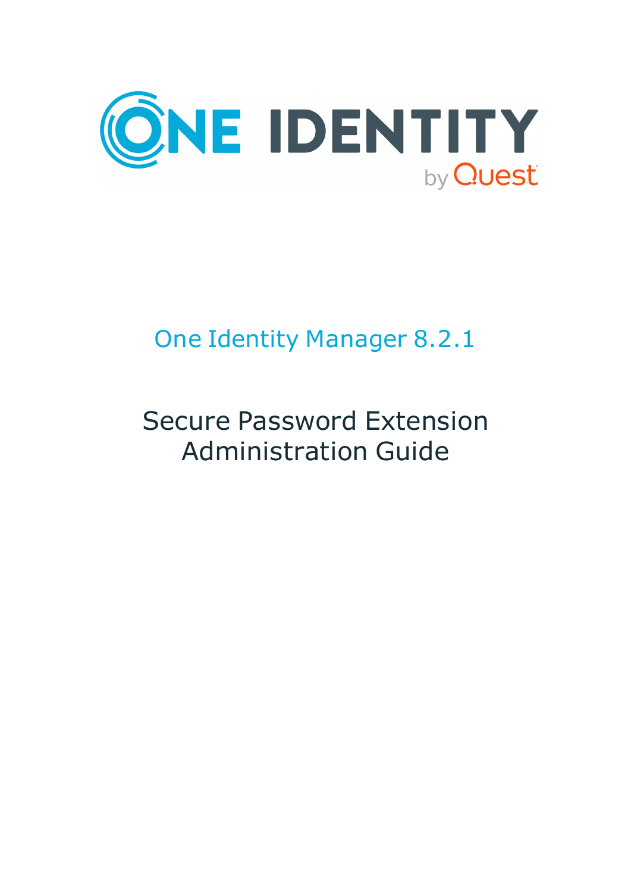# One Identity Manager 8.2.1

## Secure Password Extension Administration Guide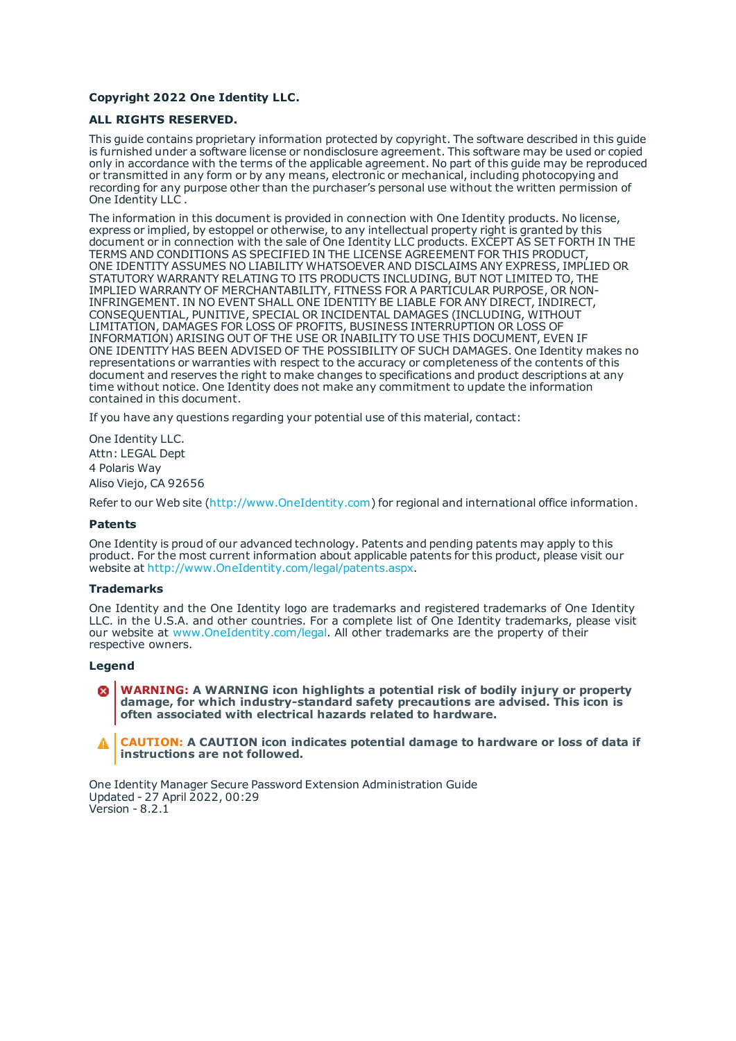**Copyright 2022 One Identity LLC.**

**ALL RIGHTS RESERVED.**

This guide contains proprietary information protected by copyright. The software described in this guide is furnished under a software license or nondisclosure agreement. This software may be used or copied only in accordance with the terms of the applicable agreement. No part of this guide may be reproduced or transmitted in any form or by any means, electronic or mechanical, including photocopying and recording for any purpose other than the purchaser's personal use without the written permission of One Identity LLC .

The information in this document is provided in connection with One Identity products. No license, express or implied, by estoppel or otherwise, to any intellectual property right is granted by this document or in connection with the sale of One Identity LLC products. EXCEPT AS SET FORTH IN THE TERMS AND CONDITIONS AS SPECIFIED IN THE LICENSE AGREEMENT FOR THIS PRODUCT, ONE IDENTITY ASSUMES NO LIABILITY WHATSOEVER AND DISCLAIMS ANY EXPRESS, IMPLIED OR STATUTORY WARRANTY RELATING TO ITS PRODUCTS INCLUDING, BUT NOT LIMITED TO, THE IMPLIED WARRANTY OF MERCHANTABILITY, FITNESS FOR A PARTICULAR PURPOSE, OR NON-INFRINGEMENT. IN NO EVENT SHALL ONE IDENTITY BE LIABLE FOR ANY DIRECT, INDIRECT, CONSEQUENTIAL, PUNITIVE, SPECIAL OR INCIDENTAL DAMAGES (INCLUDING, WITHOUT LIMITATION, DAMAGES FOR LOSS OF PROFITS, BUSINESS INTERRUPTION OR LOSS OF INFORMATION) ARISING OUT OF THE USE OR INABILITY TO USE THIS DOCUMENT, EVEN IF ONE IDENTITY HAS BEEN ADVISED OF THE POSSIBILITY OF SUCH DAMAGES. One Identity makes no representations or warranties with respect to the accuracy or completeness of the contents of this document and reserves the right to make changes to specifications and product descriptions at any time without notice. One Identity does not make any commitment to update the information contained in this document.

If you have any questions regarding your potential use of this material, contact:

One Identity LLC.  
Attn: LEGAL Dept  
4 Polaris Way  
Aliso Viejo, CA 92656

Refer to our Web site (http://www.OneIdentity.com) for regional and international office information.

### Patents

One Identity is proud of our advanced technology. Patents and pending patents may apply to this product. For the most current information about applicable patents for this product, please visit our website at http://www.OneIdentity.com/legal/patents.aspx.

### Trademarks

One Identity and the One Identity logo are trademarks and registered trademarks of One Identity LLC. in the U.S.A. and other countries. For a complete list of One Identity trademarks, please visit our website at www.OneIdentity.com/legal. All other trademarks are the property of their respective owners.

### Legend

**WARNING: A WARNING icon highlights a potential risk of bodily injury or property damage, for which industry-standard safety precautions are advised. This icon is often associated with electrical hazards related to hardware.**

**CAUTION: A CAUTION icon indicates potential damage to hardware or loss of data if instructions are not followed.**

One Identity Manager Secure Password Extension Administration Guide  
Updated - 27 April 2022, 00:29  
Version - 8.2.1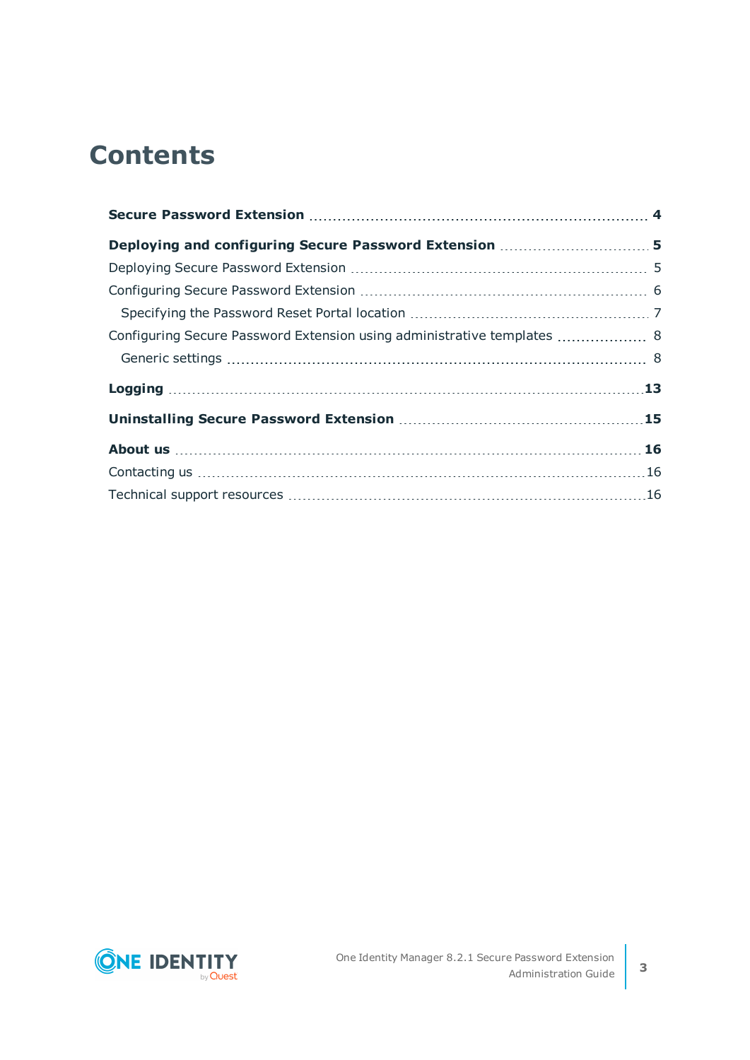# Contents

**Secure Password Extension** ........................................ **4**

**Deploying and configuring Secure Password Extension** ........................................ **5**

Deploying Secure Password Extension ........................................ 5

Configuring Secure Password Extension ........................................ 6

  Specifying the Password Reset Portal location ........................................ 7

Configuring Secure Password Extension using administrative templates ........................................ 8

  Generic settings ........................................ 8

**Logging** ........................................ **13**

**Uninstalling Secure Password Extension** ........................................ **15**

**About us** ........................................ **16**

Contacting us ........................................ 16

Technical support resources ........................................ 16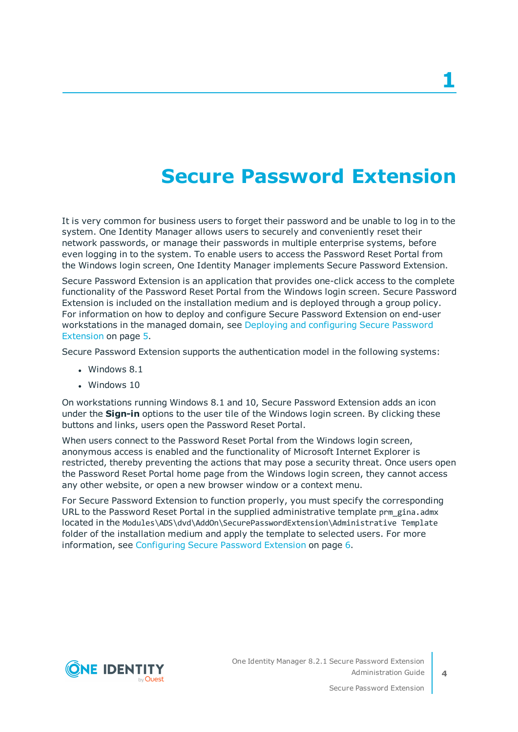# 1 Secure Password Extension

It is very common for business users to forget their password and be unable to log in to the system. One Identity Manager allows users to securely and conveniently reset their network passwords, or manage their passwords in multiple enterprise systems, before even logging in to the system. To enable users to access the Password Reset Portal from the Windows login screen, One Identity Manager implements Secure Password Extension.

Secure Password Extension is an application that provides one-click access to the complete functionality of the Password Reset Portal from the Windows login screen. Secure Password Extension is included on the installation medium and is deployed through a group policy. For information on how to deploy and configure Secure Password Extension on end-user workstations in the managed domain, see Deploying and configuring Secure Password Extension on page 5.

Secure Password Extension supports the authentication model in the following systems:

- Windows 8.1
- Windows 10

On workstations running Windows 8.1 and 10, Secure Password Extension adds an icon under the **Sign-in** options to the user tile of the Windows login screen. By clicking these buttons and links, users open the Password Reset Portal.

When users connect to the Password Reset Portal from the Windows login screen, anonymous access is enabled and the functionality of Microsoft Internet Explorer is restricted, thereby preventing the actions that may pose a security threat. Once users open the Password Reset Portal home page from the Windows login screen, they cannot access any other website, or open a new browser window or a context menu.

For Secure Password Extension to function properly, you must specify the corresponding URL to the Password Reset Portal in the supplied administrative template `prm_gina.admx` located in the `Modules\ADS\dvd\AddOn\SecurePasswordExtension\Administrative Template` folder of the installation medium and apply the template to selected users. For more information, see Configuring Secure Password Extension on page 6.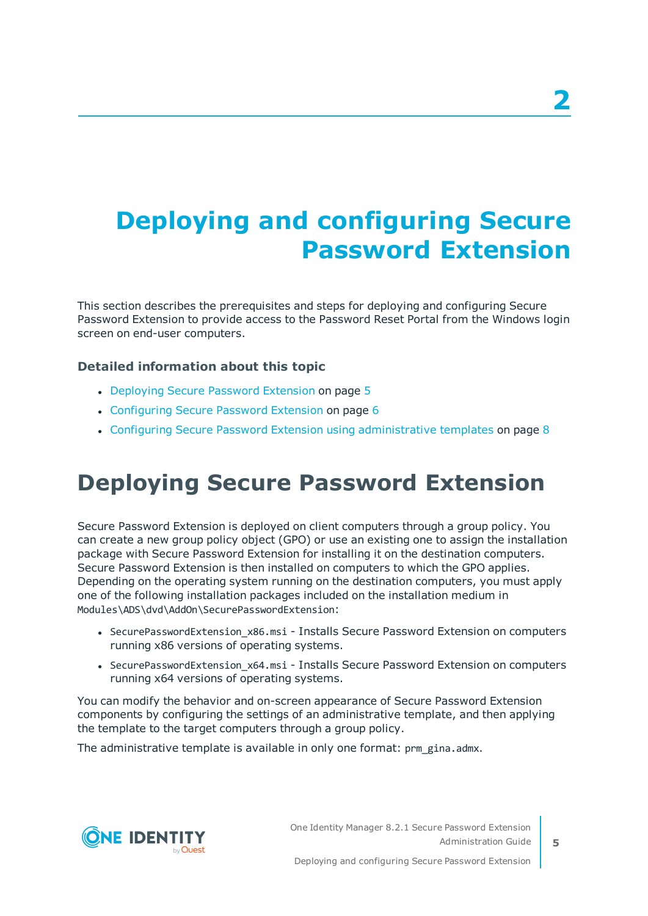# 2

# Deploying and configuring Secure Password Extension

This section describes the prerequisites and steps for deploying and configuring Secure Password Extension to provide access to the Password Reset Portal from the Windows login screen on end-user computers.

### Detailed information about this topic

- Deploying Secure Password Extension on page 5
- Configuring Secure Password Extension on page 6
- Configuring Secure Password Extension using administrative templates on page 8

## Deploying Secure Password Extension

Secure Password Extension is deployed on client computers through a group policy. You can create a new group policy object (GPO) or use an existing one to assign the installation package with Secure Password Extension for installing it on the destination computers. Secure Password Extension is then installed on computers to which the GPO applies. Depending on the operating system running on the destination computers, you must apply one of the following installation packages included on the installation medium in `Modules\ADS\dvd\AddOn\SecurePasswordExtension`:

- `SecurePasswordExtension_x86.msi` - Installs Secure Password Extension on computers running x86 versions of operating systems.
- `SecurePasswordExtension_x64.msi` - Installs Secure Password Extension on computers running x64 versions of operating systems.

You can modify the behavior and on-screen appearance of Secure Password Extension components by configuring the settings of an administrative template, and then applying the template to the target computers through a group policy.

The administrative template is available in only one format: `prm_gina.admx`.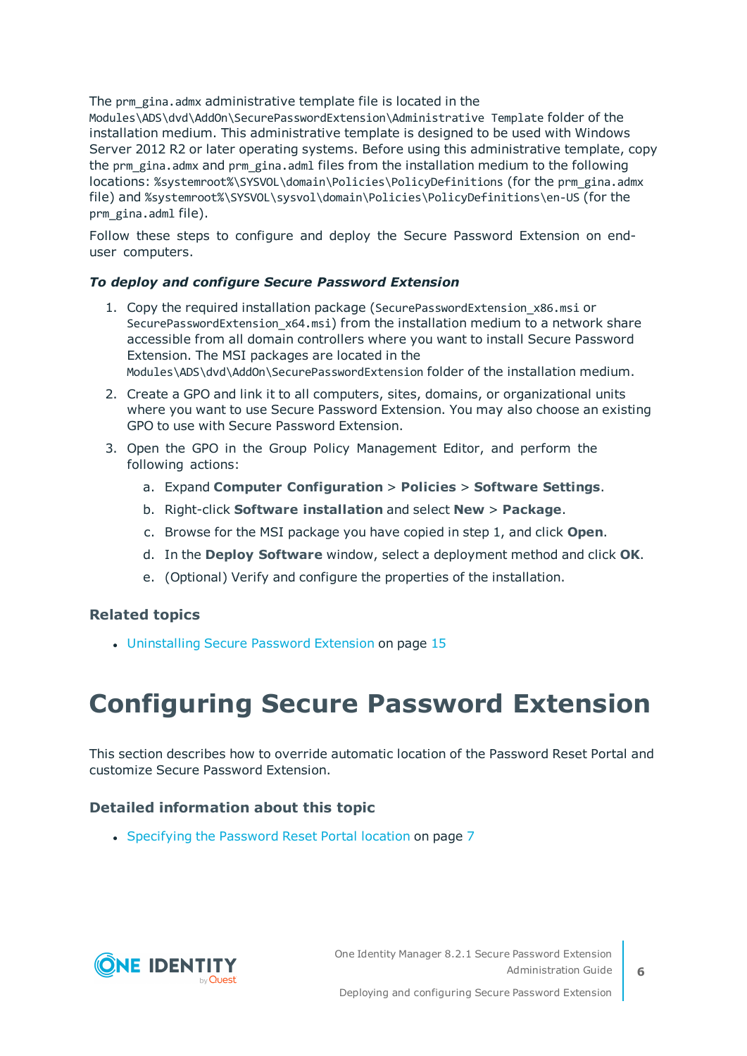The `prm_gina.admx` administrative template file is located in the `Modules\ADS\dvd\AddOn\SecurePasswordExtension\Administrative Template` folder of the installation medium. This administrative template is designed to be used with Windows Server 2012 R2 or later operating systems. Before using this administrative template, copy the `prm_gina.admx` and `prm_gina.adml` files from the installation medium to the following locations: `%systemroot%\SYSVOL\domain\Policies\PolicyDefinitions` (for the `prm_gina.admx` file) and `%systemroot%\SYSVOL\sysvol\domain\Policies\PolicyDefinitions\en-US` (for the `prm_gina.adml` file).

Follow these steps to configure and deploy the Secure Password Extension on end-user computers.

***To deploy and configure Secure Password Extension***

1. Copy the required installation package (`SecurePasswordExtension_x86.msi` or `SecurePasswordExtension_x64.msi`) from the installation medium to a network share accessible from all domain controllers where you want to install Secure Password Extension. The MSI packages are located in the `Modules\ADS\dvd\AddOn\SecurePasswordExtension` folder of the installation medium.
2. Create a GPO and link it to all computers, sites, domains, or organizational units where you want to use Secure Password Extension. You may also choose an existing GPO to use with Secure Password Extension.
3. Open the GPO in the Group Policy Management Editor, and perform the following actions:
   a. Expand **Computer Configuration** > **Policies** > **Software Settings**.
   b. Right-click **Software installation** and select **New** > **Package**.
   c. Browse for the MSI package you have copied in step 1, and click **Open**.
   d. In the **Deploy Software** window, select a deployment method and click **OK**.
   e. (Optional) Verify and configure the properties of the installation.

### Related topics

- Uninstalling Secure Password Extension on page 15

# Configuring Secure Password Extension

This section describes how to override automatic location of the Password Reset Portal and customize Secure Password Extension.

### Detailed information about this topic

- Specifying the Password Reset Portal location on page 7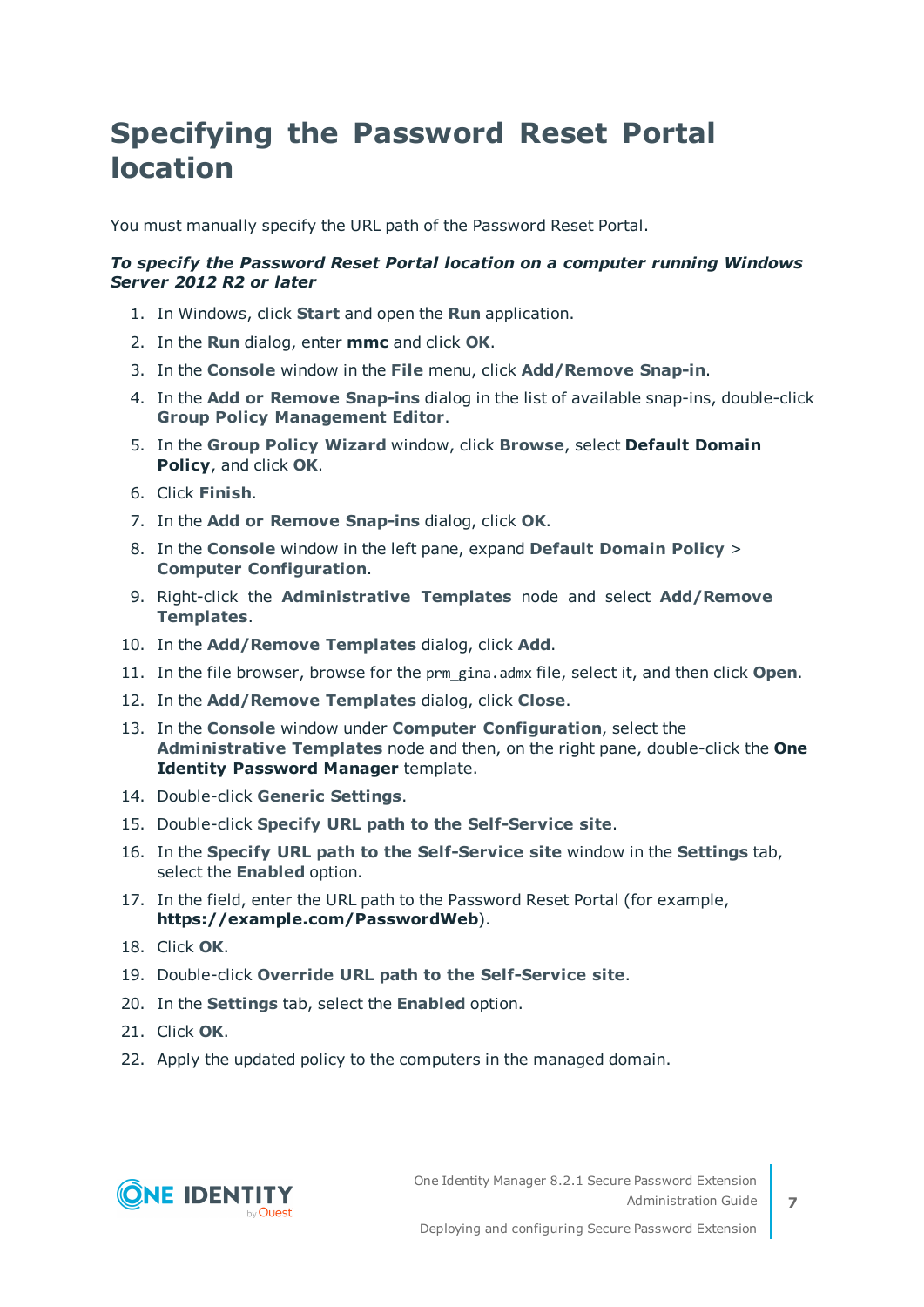# Specifying the Password Reset Portal location

You must manually specify the URL path of the Password Reset Portal.

***To specify the Password Reset Portal location on a computer running Windows Server 2012 R2 or later***

1. In Windows, click **Start** and open the **Run** application.
2. In the **Run** dialog, enter **mmc** and click **OK**.
3. In the **Console** window in the **File** menu, click **Add/Remove Snap-in**.
4. In the **Add or Remove Snap-ins** dialog in the list of available snap-ins, double-click **Group Policy Management Editor**.
5. In the **Group Policy Wizard** window, click **Browse**, select **Default Domain Policy**, and click **OK**.
6. Click **Finish**.
7. In the **Add or Remove Snap-ins** dialog, click **OK**.
8. In the **Console** window in the left pane, expand **Default Domain Policy** > **Computer Configuration**.
9. Right-click the **Administrative Templates** node and select **Add/Remove Templates**.
10. In the **Add/Remove Templates** dialog, click **Add**.
11. In the file browser, browse for the `prm_gina.admx` file, select it, and then click **Open**.
12. In the **Add/Remove Templates** dialog, click **Close**.
13. In the **Console** window under **Computer Configuration**, select the **Administrative Templates** node and then, on the right pane, double-click the **One Identity Password Manager** template.
14. Double-click **Generic Settings**.
15. Double-click **Specify URL path to the Self-Service site**.
16. In the **Specify URL path to the Self-Service site** window in the **Settings** tab, select the **Enabled** option.
17. In the field, enter the URL path to the Password Reset Portal (for example, **https://example.com/PasswordWeb**).
18. Click **OK**.
19. Double-click **Override URL path to the Self-Service site**.
20. In the **Settings** tab, select the **Enabled** option.
21. Click **OK**.
22. Apply the updated policy to the computers in the managed domain.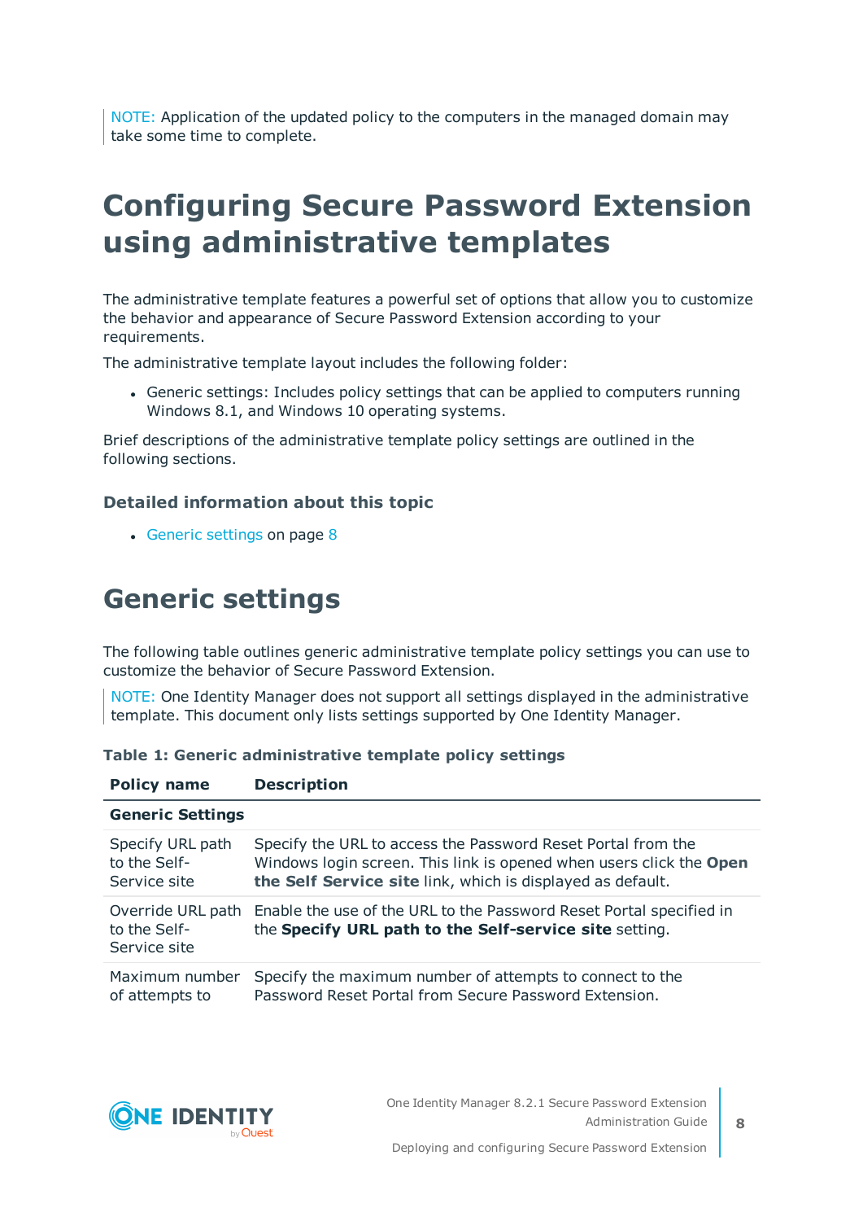NOTE: Application of the updated policy to the computers in the managed domain may take some time to complete.

# Configuring Secure Password Extension using administrative templates

The administrative template features a powerful set of options that allow you to customize the behavior and appearance of Secure Password Extension according to your requirements.

The administrative template layout includes the following folder:

- Generic settings: Includes policy settings that can be applied to computers running Windows 8.1, and Windows 10 operating systems.

Brief descriptions of the administrative template policy settings are outlined in the following sections.

### Detailed information about this topic

- Generic settings on page 8

# Generic settings

The following table outlines generic administrative template policy settings you can use to customize the behavior of Secure Password Extension.

NOTE: One Identity Manager does not support all settings displayed in the administrative template. This document only lists settings supported by One Identity Manager.

**Table 1: Generic administrative template policy settings**

| Policy name | Description |
|---|---|
| **Generic Settings** | |
| Specify URL path to the Self-Service site | Specify the URL to access the Password Reset Portal from the Windows login screen. This link is opened when users click the **Open the Self Service site** link, which is displayed as default. |
| Override URL path to the Self-Service site | Enable the use of the URL to the Password Reset Portal specified in the **Specify URL path to the Self-service site** setting. |
| Maximum number of attempts to | Specify the maximum number of attempts to connect to the Password Reset Portal from Secure Password Extension. |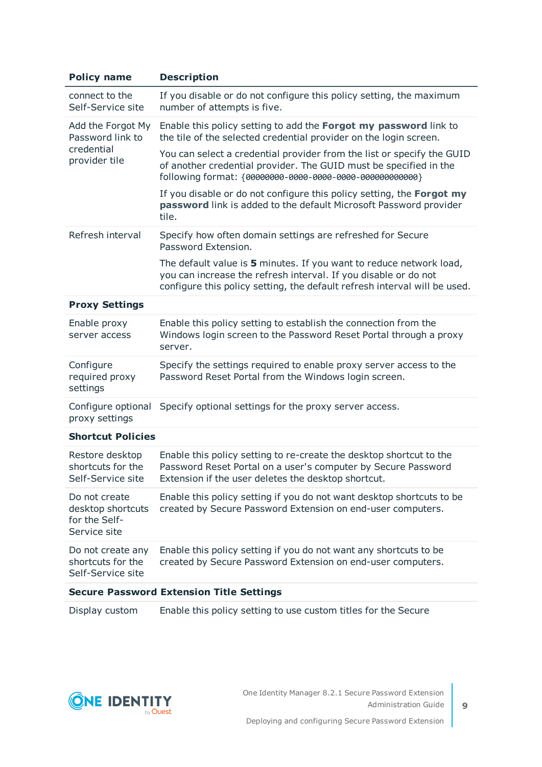| Policy name | Description |
| --- | --- |
| connect to the Self-Service site | If you disable or do not configure this policy setting, the maximum number of attempts is five. |
| Add the Forgot My Password link to credential provider tile | Enable this policy setting to add the **Forgot my password** link to the tile of the selected credential provider on the login screen.<br><br>You can select a credential provider from the list or specify the GUID of another credential provider. The GUID must be specified in the following format: `{00000000-0000-0000-0000-000000000000}`<br><br>If you disable or do not configure this policy setting, the **Forgot my password** link is added to the default Microsoft Password provider tile. |
| Refresh interval | Specify how often domain settings are refreshed for Secure Password Extension.<br><br>The default value is **5** minutes. If you want to reduce network load, you can increase the refresh interval. If you disable or do not configure this policy setting, the default refresh interval will be used. |
| **Proxy Settings** | |
| Enable proxy server access | Enable this policy setting to establish the connection from the Windows login screen to the Password Reset Portal through a proxy server. |
| Configure required proxy settings | Specify the settings required to enable proxy server access to the Password Reset Portal from the Windows login screen. |
| Configure optional proxy settings | Specify optional settings for the proxy server access. |
| **Shortcut Policies** | |
| Restore desktop shortcuts for the Self-Service site | Enable this policy setting to re-create the desktop shortcut to the Password Reset Portal on a user's computer by Secure Password Extension if the user deletes the desktop shortcut. |
| Do not create desktop shortcuts for the Self-Service site | Enable this policy setting if you do not want desktop shortcuts to be created by Secure Password Extension on end-user computers. |
| Do not create any shortcuts for the Self-Service site | Enable this policy setting if you do not want any shortcuts to be created by Secure Password Extension on end-user computers. |
| **Secure Password Extension Title Settings** | |
| Display custom | Enable this policy setting to use custom titles for the Secure |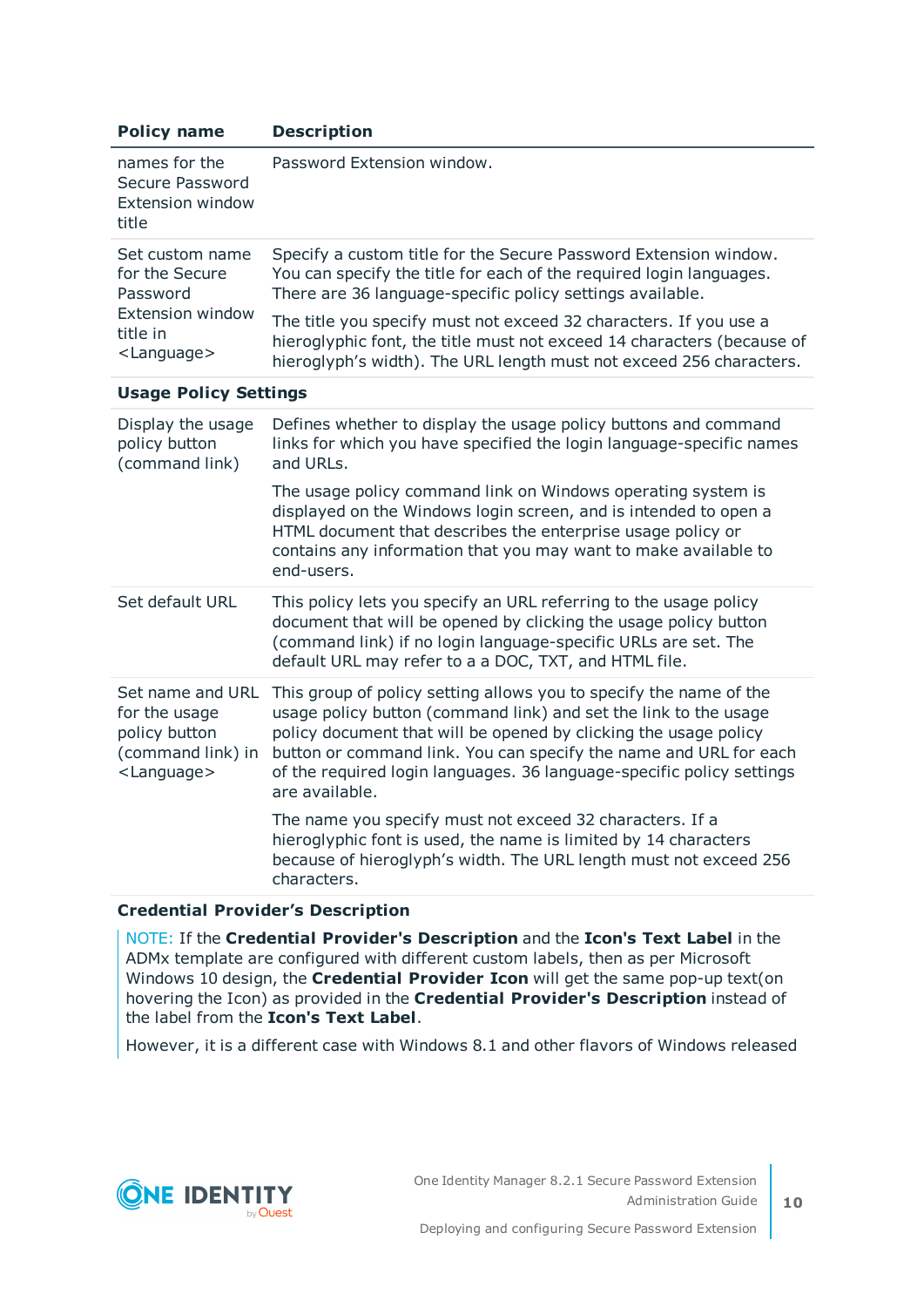| Policy name | Description |
|---|---|
| names for the Secure Password Extension window title | Password Extension window. |
| Set custom name for the Secure Password Extension window title in <Language> | Specify a custom title for the Secure Password Extension window. You can specify the title for each of the required login languages. There are 36 language-specific policy settings available.<br><br>The title you specify must not exceed 32 characters. If you use a hieroglyphic font, the title must not exceed 14 characters (because of hieroglyph's width). The URL length must not exceed 256 characters. |
| **Usage Policy Settings** | |
| Display the usage policy button (command link) | Defines whether to display the usage policy buttons and command links for which you have specified the login language-specific names and URLs.<br><br>The usage policy command link on Windows operating system is displayed on the Windows login screen, and is intended to open a HTML document that describes the enterprise usage policy or contains any information that you may want to make available to end-users. |
| Set default URL | This policy lets you specify an URL referring to the usage policy document that will be opened by clicking the usage policy button (command link) if no login language-specific URLs are set. The default URL may refer to a a DOC, TXT, and HTML file. |
| Set name and URL for the usage policy button (command link) in <Language> | This group of policy setting allows you to specify the name of the usage policy button (command link) and set the link to the usage policy document that will be opened by clicking the usage policy button or command link. You can specify the name and URL for each of the required login languages. 36 language-specific policy settings are available.<br><br>The name you specify must not exceed 32 characters. If a hieroglyphic font is used, the name is limited by 14 characters because of hieroglyph's width. The URL length must not exceed 256 characters. |
| **Credential Provider's Description** | |

> NOTE: If the **Credential Provider's Description** and the **Icon's Text Label** in the ADMx template are configured with different custom labels, then as per Microsoft Windows 10 design, the **Credential Provider Icon** will get the same pop-up text(on hovering the Icon) as provided in the **Credential Provider's Description** instead of the label from the **Icon's Text Label**.
>
> However, it is a different case with Windows 8.1 and other flavors of Windows released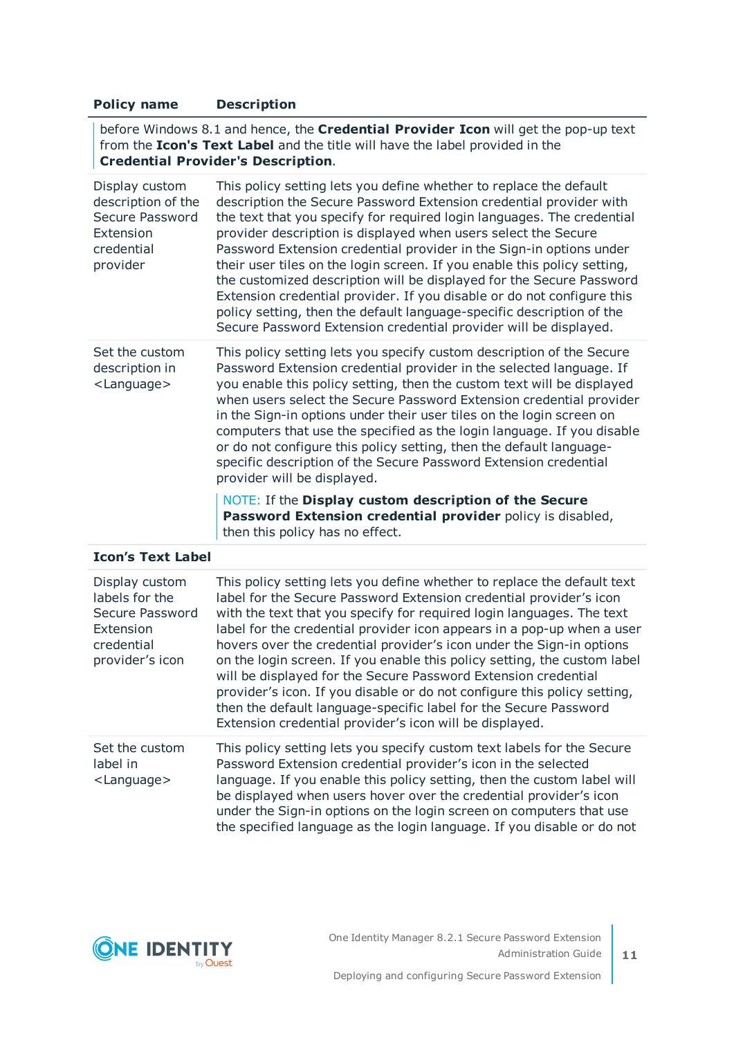| Policy name | Description |
| --- | --- |
| | before Windows 8.1 and hence, the **Credential Provider Icon** will get the pop-up text from the **Icon's Text Label** and the title will have the label provided in the **Credential Provider's Description**. |
| Display custom description of the Secure Password Extension credential provider | This policy setting lets you define whether to replace the default description the Secure Password Extension credential provider with the text that you specify for required login languages. The credential provider description is displayed when users select the Secure Password Extension credential provider in the Sign-in options under their user tiles on the login screen. If you enable this policy setting, the customized description will be displayed for the Secure Password Extension credential provider. If you disable or do not configure this policy setting, then the default language-specific description of the Secure Password Extension credential provider will be displayed. |
| Set the custom description in <Language> | This policy setting lets you specify custom description of the Secure Password Extension credential provider in the selected language. If you enable this policy setting, then the custom text will be displayed when users select the Secure Password Extension credential provider in the Sign-in options under their user tiles on the login screen on computers that use the specified as the login language. If you disable or do not configure this policy setting, then the default language-specific description of the Secure Password Extension credential provider will be displayed.<br><br>NOTE: If the **Display custom description of the Secure Password Extension credential provider** policy is disabled, then this policy has no effect. |
| **Icon’s Text Label** | |
| Display custom labels for the Secure Password Extension credential provider’s icon | This policy setting lets you define whether to replace the default text label for the Secure Password Extension credential provider’s icon with the text that you specify for required login languages. The text label for the credential provider icon appears in a pop-up when a user hovers over the credential provider’s icon under the Sign-in options on the login screen. If you enable this policy setting, the custom label will be displayed for the Secure Password Extension credential provider’s icon. If you disable or do not configure this policy setting, then the default language-specific label for the Secure Password Extension credential provider’s icon will be displayed. |
| Set the custom label in <Language> | This policy setting lets you specify custom text labels for the Secure Password Extension credential provider’s icon in the selected language. If you enable this policy setting, then the custom label will be displayed when users hover over the credential provider’s icon under the Sign-in options on the login screen on computers that use the specified language as the login language. If you disable or do not |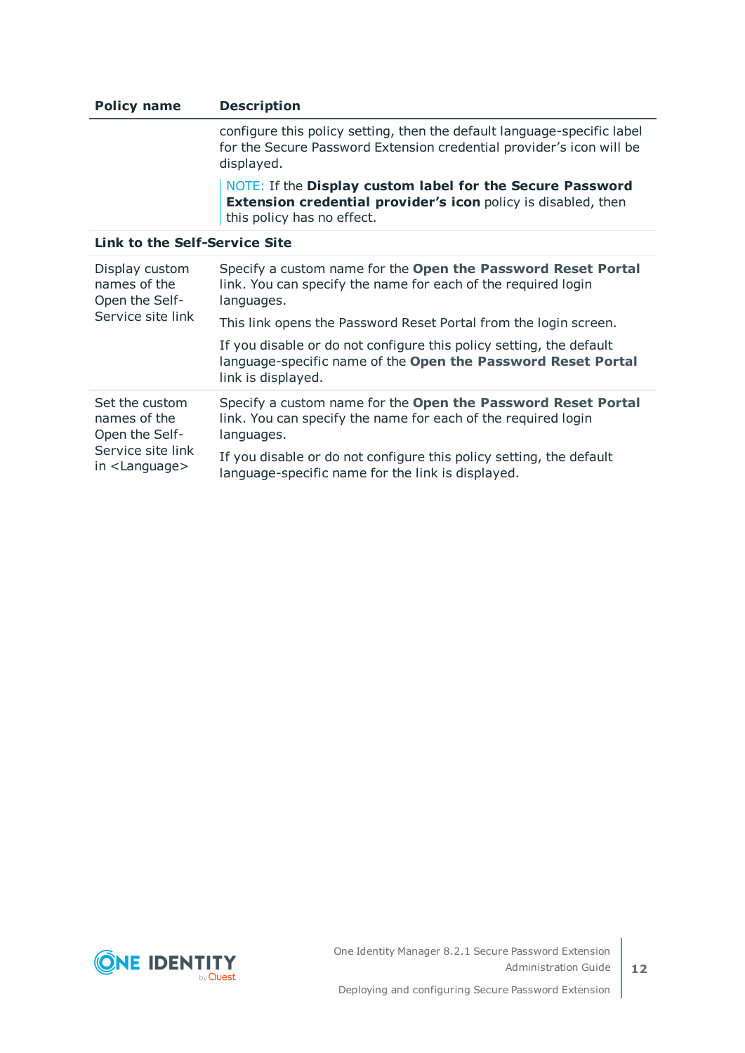| Policy name | Description |
| --- | --- |
| | configure this policy setting, then the default language-specific label for the Secure Password Extension credential provider's icon will be displayed.<br><br>NOTE: If the **Display custom label for the Secure Password Extension credential provider's icon** policy is disabled, then this policy has no effect. |
| **Link to the Self-Service Site** | |
| Display custom names of the Open the Self-Service site link | Specify a custom name for the **Open the Password Reset Portal** link. You can specify the name for each of the required login languages.<br><br>This link opens the Password Reset Portal from the login screen.<br><br>If you disable or do not configure this policy setting, the default language-specific name of the **Open the Password Reset Portal** link is displayed. |
| Set the custom names of the Open the Self-Service site link in <Language> | Specify a custom name for the **Open the Password Reset Portal** link. You can specify the name for each of the required login languages.<br><br>If you disable or do not configure this policy setting, the default language-specific name for the link is displayed. |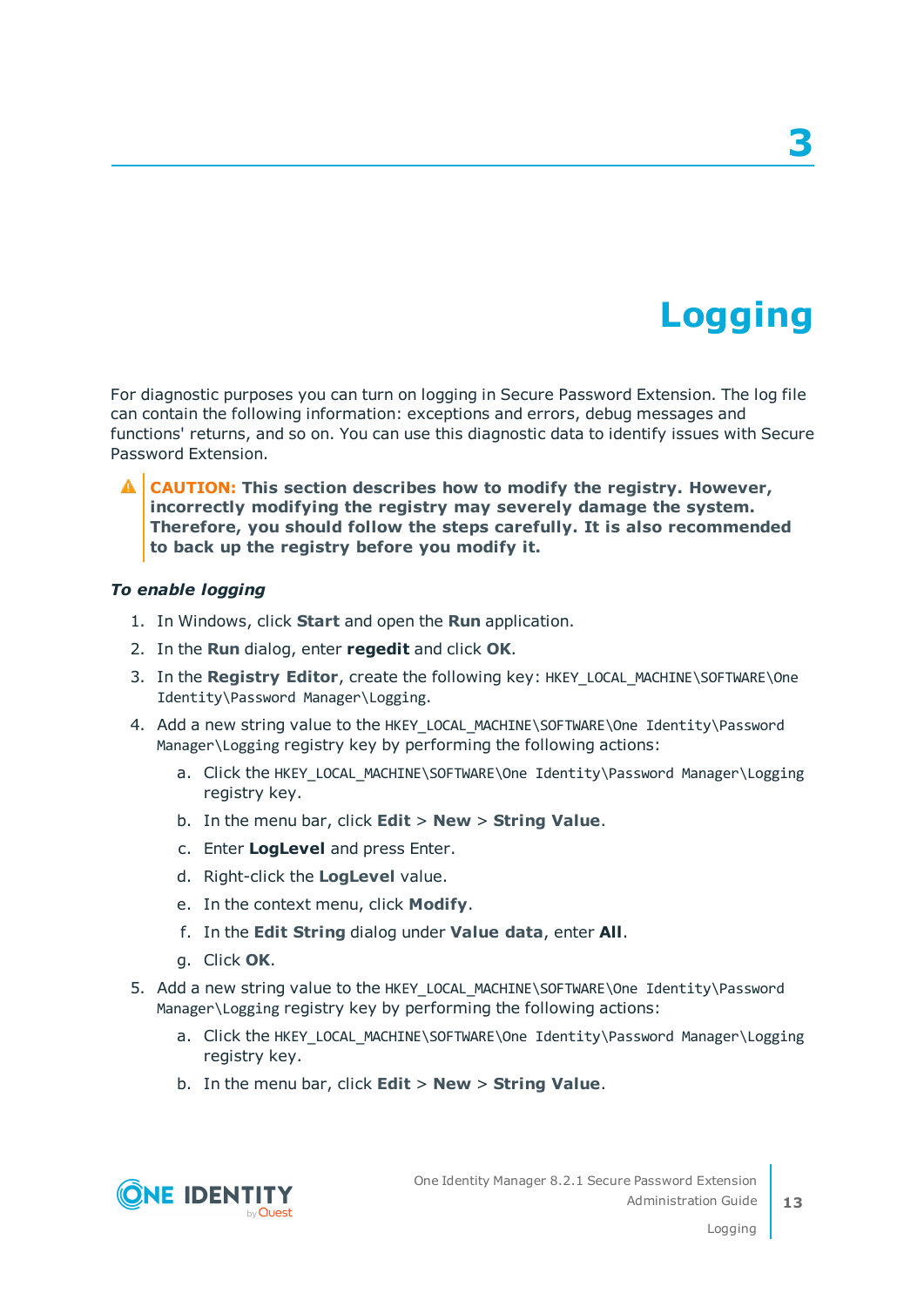# 3 Logging

For diagnostic purposes you can turn on logging in Secure Password Extension. The log file can contain the following information: exceptions and errors, debug messages and functions' returns, and so on. You can use this diagnostic data to identify issues with Secure Password Extension.

> **CAUTION: This section describes how to modify the registry. However, incorrectly modifying the registry may severely damage the system. Therefore, you should follow the steps carefully. It is also recommended to back up the registry before you modify it.**

***To enable logging***

1. In Windows, click **Start** and open the **Run** application.
2. In the **Run** dialog, enter **regedit** and click **OK**.
3. In the **Registry Editor**, create the following key: `HKEY_LOCAL_MACHINE\SOFTWARE\One Identity\Password Manager\Logging`.
4. Add a new string value to the `HKEY_LOCAL_MACHINE\SOFTWARE\One Identity\Password Manager\Logging` registry key by performing the following actions:
   a. Click the `HKEY_LOCAL_MACHINE\SOFTWARE\One Identity\Password Manager\Logging` registry key.
   b. In the menu bar, click **Edit** > **New** > **String Value**.
   c. Enter **LogLevel** and press Enter.
   d. Right-click the **LogLevel** value.
   e. In the context menu, click **Modify**.
   f. In the **Edit String** dialog under **Value data**, enter **All**.
   g. Click **OK**.
5. Add a new string value to the `HKEY_LOCAL_MACHINE\SOFTWARE\One Identity\Password Manager\Logging` registry key by performing the following actions:
   a. Click the `HKEY_LOCAL_MACHINE\SOFTWARE\One Identity\Password Manager\Logging` registry key.
   b. In the menu bar, click **Edit** > **New** > **String Value**.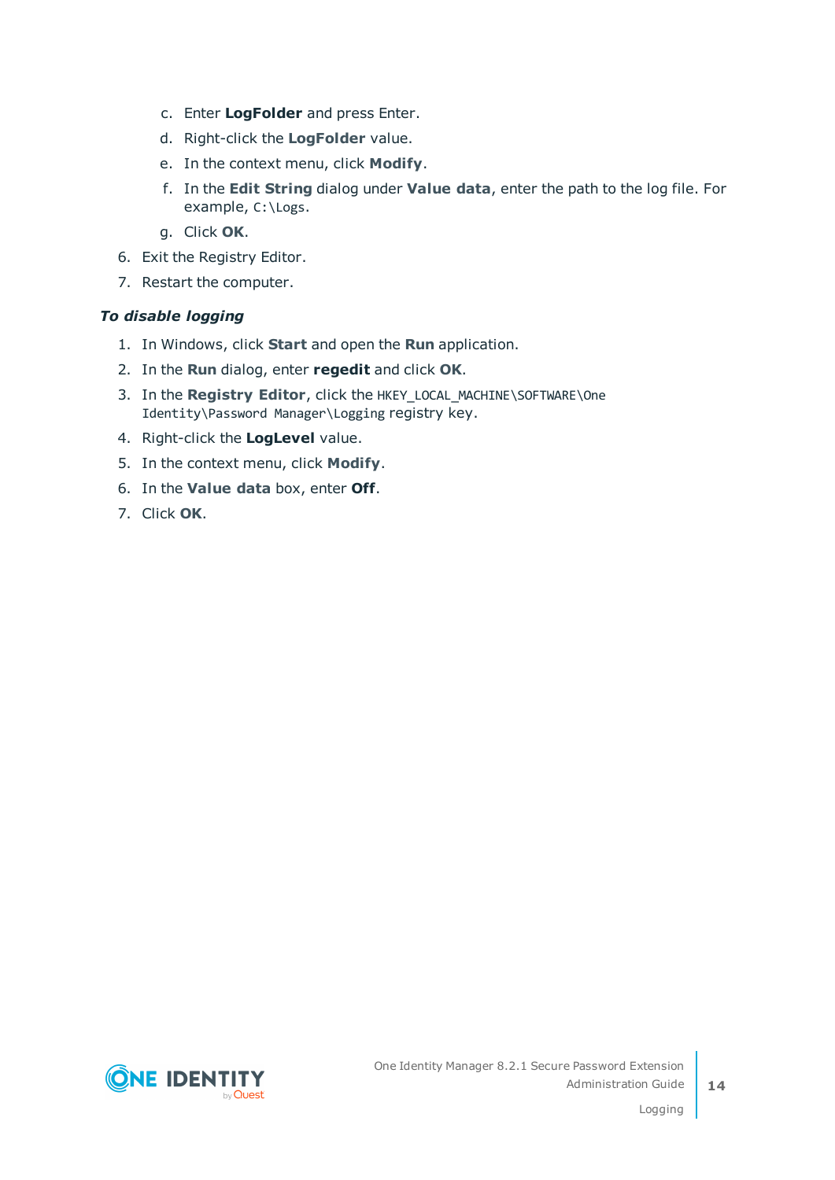c. Enter **LogFolder** and press Enter.
   d. Right-click the **LogFolder** value.
   e. In the context menu, click **Modify**.
   f. In the **Edit String** dialog under **Value data**, enter the path to the log file. For example, `C:\Logs`.
   g. Click **OK**.
6. Exit the Registry Editor.
7. Restart the computer.

***To disable logging***

1. In Windows, click **Start** and open the **Run** application.
2. In the **Run** dialog, enter **regedit** and click **OK**.
3. In the **Registry Editor**, click the `HKEY_LOCAL_MACHINE\SOFTWARE\One Identity\Password Manager\Logging` registry key.
4. Right-click the **LogLevel** value.
5. In the context menu, click **Modify**.
6. In the **Value data** box, enter **Off**.
7. Click **OK**.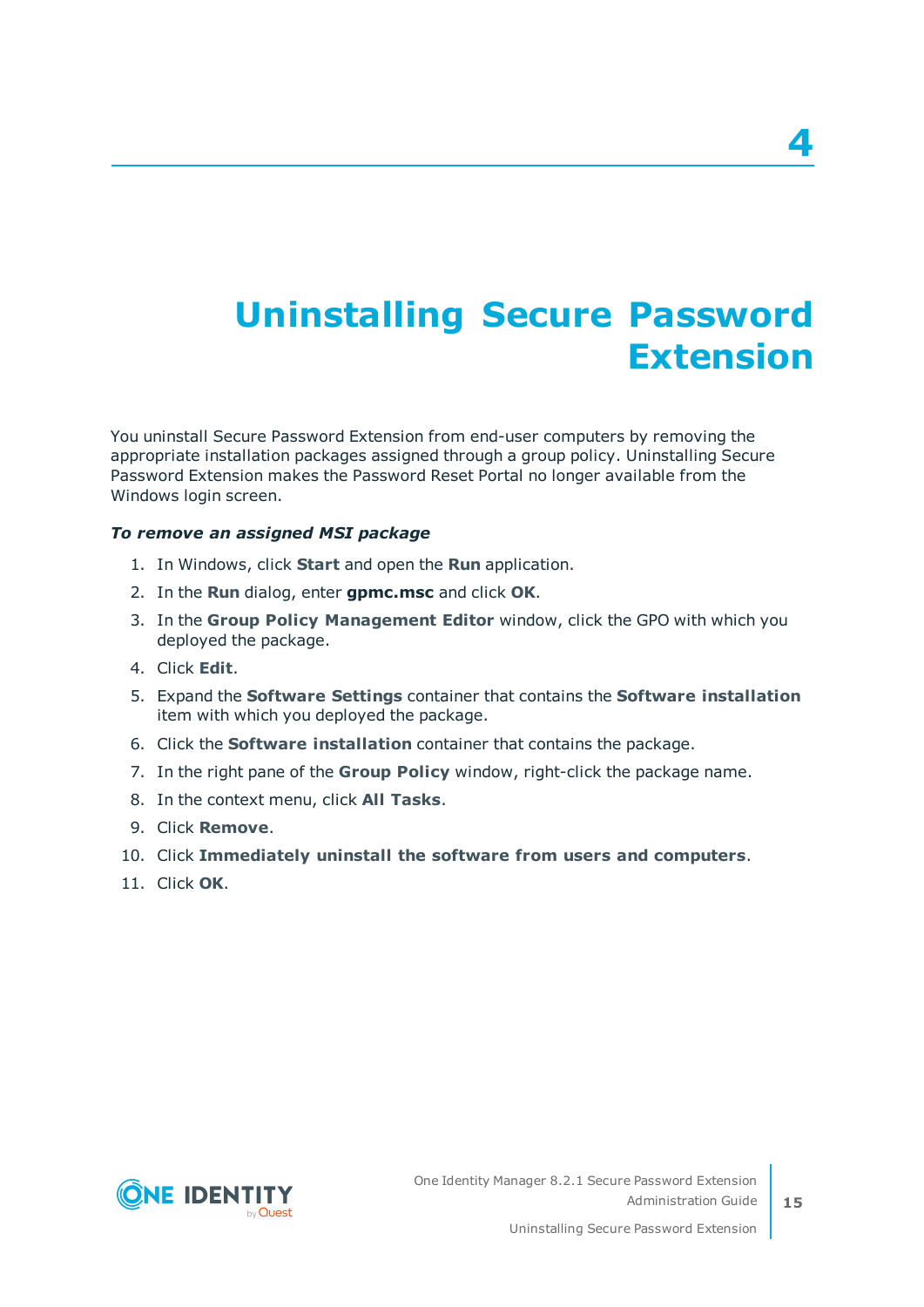# 4 Uninstalling Secure Password Extension

You uninstall Secure Password Extension from end-user computers by removing the appropriate installation packages assigned through a group policy. Uninstalling Secure Password Extension makes the Password Reset Portal no longer available from the Windows login screen.

***To remove an assigned MSI package***

1. In Windows, click **Start** and open the **Run** application.
2. In the **Run** dialog, enter **gpmc.msc** and click **OK**.
3. In the **Group Policy Management Editor** window, click the GPO with which you deployed the package.
4. Click **Edit**.
5. Expand the **Software Settings** container that contains the **Software installation** item with which you deployed the package.
6. Click the **Software installation** container that contains the package.
7. In the right pane of the **Group Policy** window, right-click the package name.
8. In the context menu, click **All Tasks**.
9. Click **Remove**.
10. Click **Immediately uninstall the software from users and computers**.
11. Click **OK**.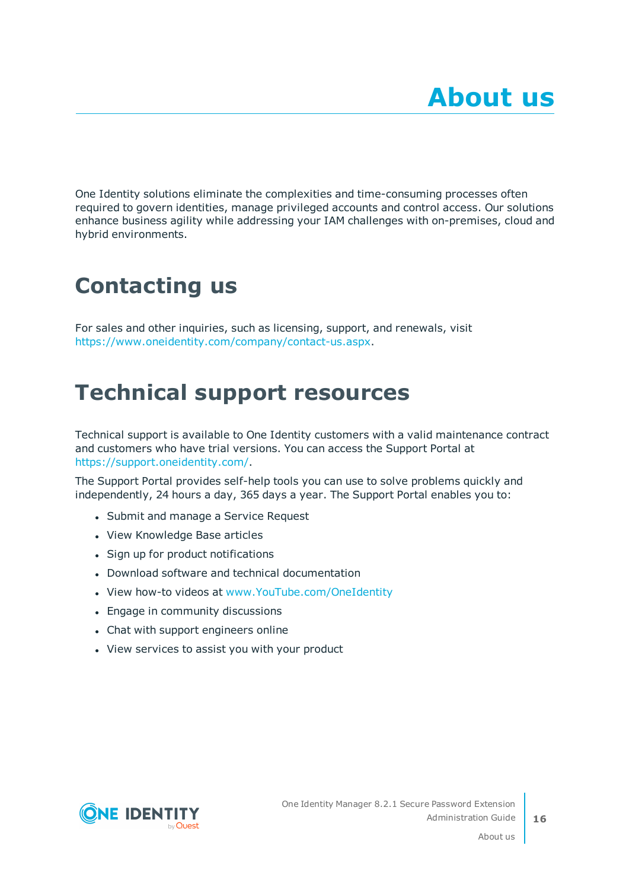# About us

One Identity solutions eliminate the complexities and time-consuming processes often required to govern identities, manage privileged accounts and control access. Our solutions enhance business agility while addressing your IAM challenges with on-premises, cloud and hybrid environments.

## Contacting us

For sales and other inquiries, such as licensing, support, and renewals, visit https://www.oneidentity.com/company/contact-us.aspx.

## Technical support resources

Technical support is available to One Identity customers with a valid maintenance contract and customers who have trial versions. You can access the Support Portal at https://support.oneidentity.com/.

The Support Portal provides self-help tools you can use to solve problems quickly and independently, 24 hours a day, 365 days a year. The Support Portal enables you to:

- Submit and manage a Service Request
- View Knowledge Base articles
- Sign up for product notifications
- Download software and technical documentation
- View how-to videos at www.YouTube.com/OneIdentity
- Engage in community discussions
- Chat with support engineers online
- View services to assist you with your product